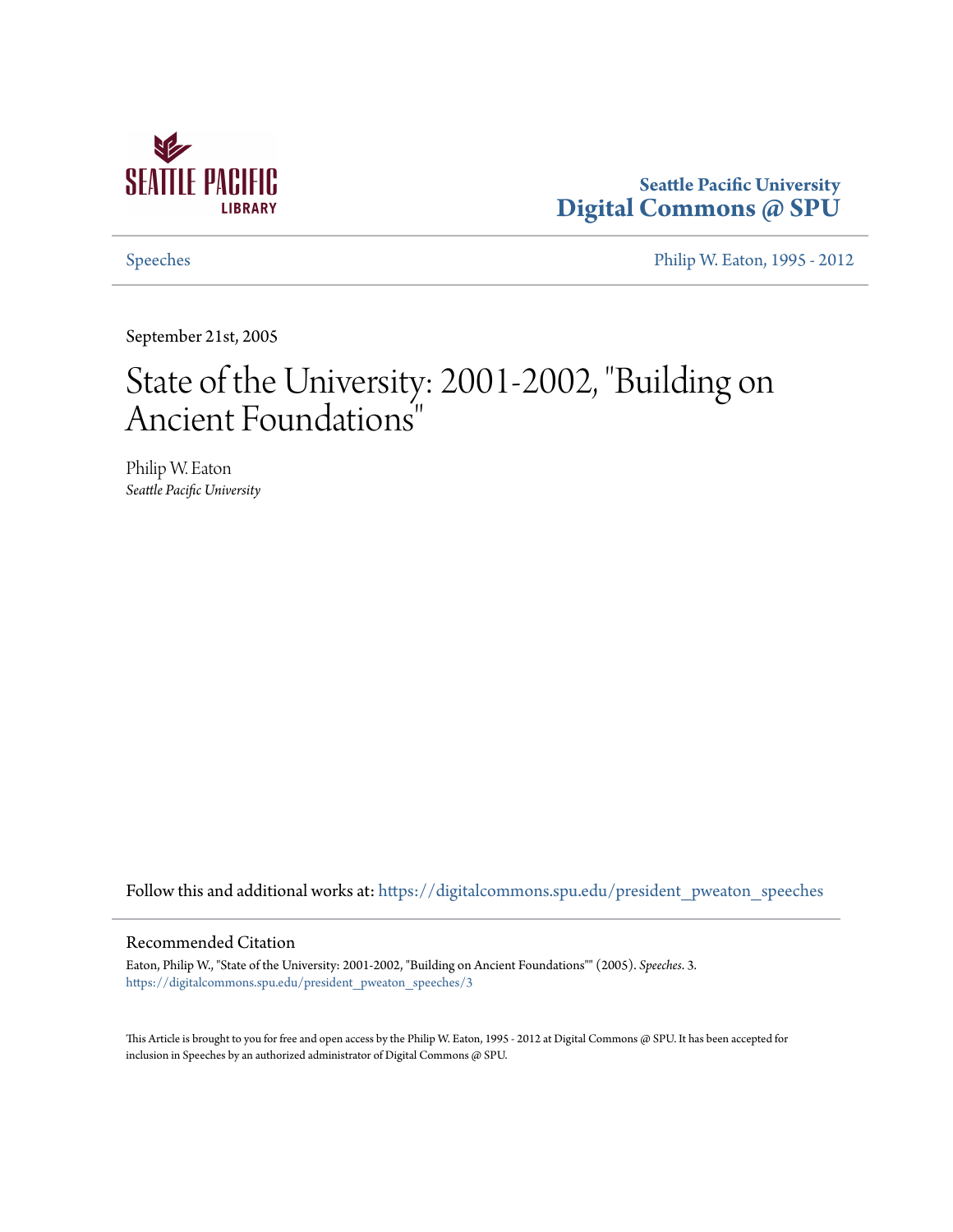Seattle Pacific University
Digital Commons @ SPU

Speeches | Philip W. Eaton, 1995 - 2012

September 21st, 2005

# State of the University: 2001-2002, "Building on Ancient Foundations"

Philip W. Eaton
*Seattle Pacific University*

Follow this and additional works at: https://digitalcommons.spu.edu/president_pweaton_speeches

## Recommended Citation

Eaton, Philip W., "State of the University: 2001-2002, "Building on Ancient Foundations"" (2005). *Speeches*. 3.
https://digitalcommons.spu.edu/president_pweaton_speeches/3

This Article is brought to you for free and open access by the Philip W. Eaton, 1995 - 2012 at Digital Commons @ SPU. It has been accepted for inclusion in Speeches by an authorized administrator of Digital Commons @ SPU.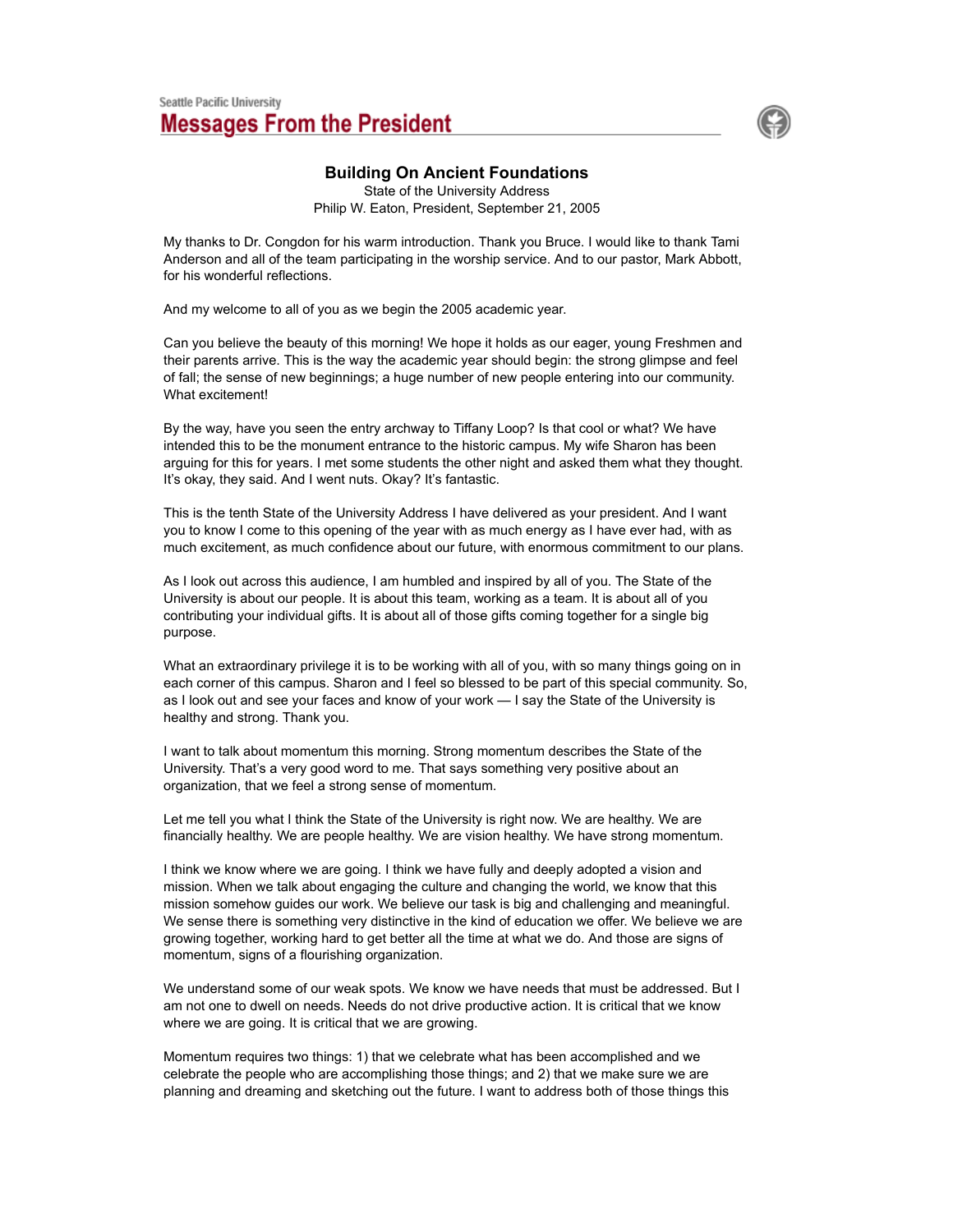# Building On Ancient Foundations

State of the University Address
Philip W. Eaton, President, September 21, 2005

My thanks to Dr. Congdon for his warm introduction. Thank you Bruce. I would like to thank Tami Anderson and all of the team participating in the worship service. And to our pastor, Mark Abbott, for his wonderful reflections.

And my welcome to all of you as we begin the 2005 academic year.

Can you believe the beauty of this morning! We hope it holds as our eager, young Freshmen and their parents arrive. This is the way the academic year should begin: the strong glimpse and feel of fall; the sense of new beginnings; a huge number of new people entering into our community. What excitement!

By the way, have you seen the entry archway to Tiffany Loop? Is that cool or what? We have intended this to be the monument entrance to the historic campus. My wife Sharon has been arguing for this for years. I met some students the other night and asked them what they thought. It's okay, they said. And I went nuts. Okay? It's fantastic.

This is the tenth State of the University Address I have delivered as your president. And I want you to know I come to this opening of the year with as much energy as I have ever had, with as much excitement, as much confidence about our future, with enormous commitment to our plans.

As I look out across this audience, I am humbled and inspired by all of you. The State of the University is about our people. It is about this team, working as a team. It is about all of you contributing your individual gifts. It is about all of those gifts coming together for a single big purpose.

What an extraordinary privilege it is to be working with all of you, with so many things going on in each corner of this campus. Sharon and I feel so blessed to be part of this special community. So, as I look out and see your faces and know of your work — I say the State of the University is healthy and strong. Thank you.

I want to talk about momentum this morning. Strong momentum describes the State of the University. That's a very good word to me. That says something very positive about an organization, that we feel a strong sense of momentum.

Let me tell you what I think the State of the University is right now. We are healthy. We are financially healthy. We are people healthy. We are vision healthy. We have strong momentum.

I think we know where we are going. I think we have fully and deeply adopted a vision and mission. When we talk about engaging the culture and changing the world, we know that this mission somehow guides our work. We believe our task is big and challenging and meaningful. We sense there is something very distinctive in the kind of education we offer. We believe we are growing together, working hard to get better all the time at what we do. And those are signs of momentum, signs of a flourishing organization.

We understand some of our weak spots. We know we have needs that must be addressed. But I am not one to dwell on needs. Needs do not drive productive action. It is critical that we know where we are going. It is critical that we are growing.

Momentum requires two things: 1) that we celebrate what has been accomplished and we celebrate the people who are accomplishing those things; and 2) that we make sure we are planning and dreaming and sketching out the future. I want to address both of those things this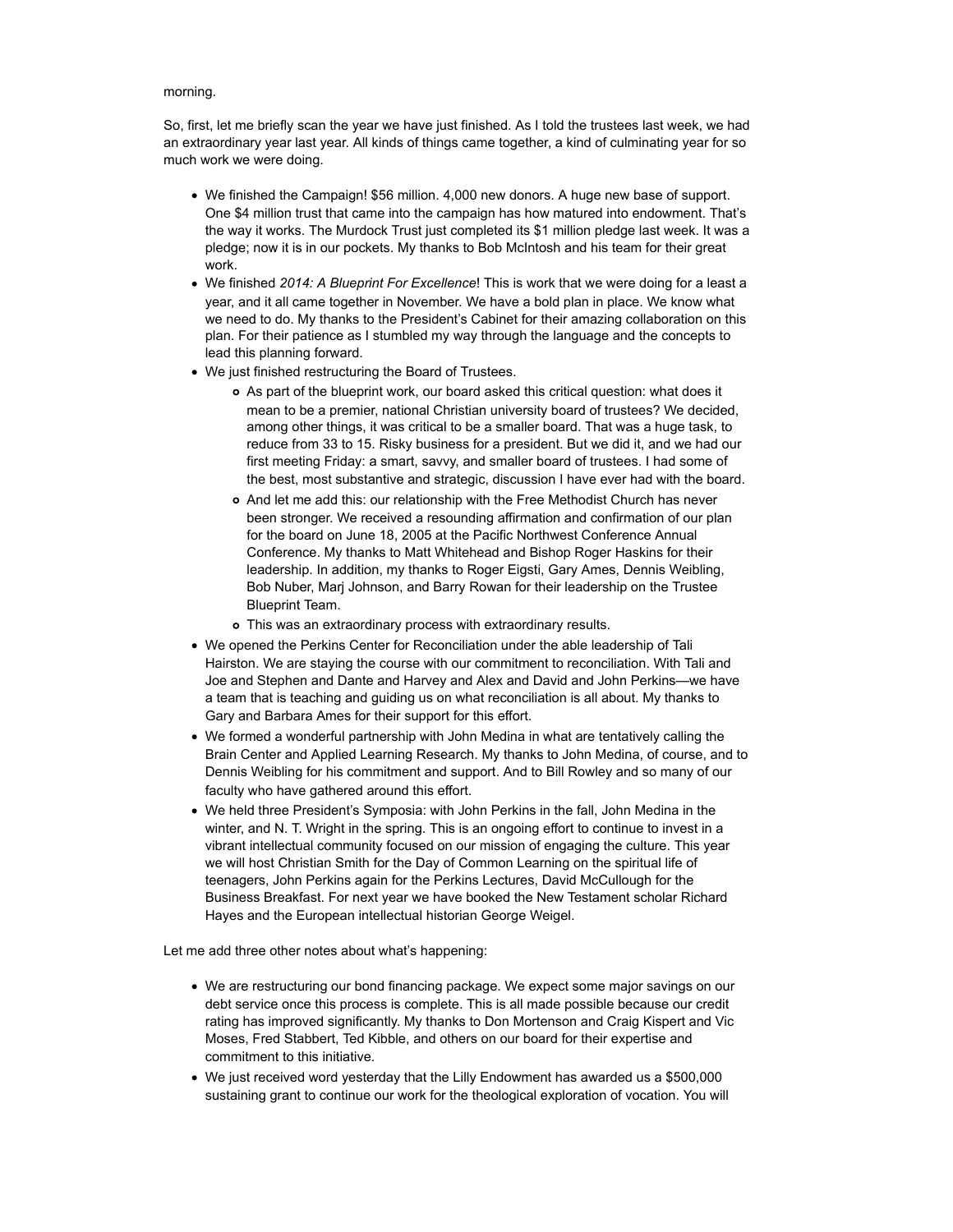morning.

So, first, let me briefly scan the year we have just finished. As I told the trustees last week, we had an extraordinary year last year. All kinds of things came together, a kind of culminating year for so much work we were doing.

- We finished the Campaign! $56 million. 4,000 new donors. A huge new base of support. One $4 million trust that came into the campaign has how matured into endowment. That's the way it works. The Murdock Trust just completed its $1 million pledge last week. It was a pledge; now it is in our pockets. My thanks to Bob McIntosh and his team for their great work.
- We finished *2014: A Blueprint For Excellence*! This is work that we were doing for a least a year, and it all came together in November. We have a bold plan in place. We know what we need to do. My thanks to the President's Cabinet for their amazing collaboration on this plan. For their patience as I stumbled my way through the language and the concepts to lead this planning forward.
- We just finished restructuring the Board of Trustees.
    - As part of the blueprint work, our board asked this critical question: what does it mean to be a premier, national Christian university board of trustees? We decided, among other things, it was critical to be a smaller board. That was a huge task, to reduce from 33 to 15. Risky business for a president. But we did it, and we had our first meeting Friday: a smart, savvy, and smaller board of trustees. I had some of the best, most substantive and strategic, discussion I have ever had with the board.
    - And let me add this: our relationship with the Free Methodist Church has never been stronger. We received a resounding affirmation and confirmation of our plan for the board on June 18, 2005 at the Pacific Northwest Conference Annual Conference. My thanks to Matt Whitehead and Bishop Roger Haskins for their leadership. In addition, my thanks to Roger Eigsti, Gary Ames, Dennis Weibling, Bob Nuber, Marj Johnson, and Barry Rowan for their leadership on the Trustee Blueprint Team.
    - This was an extraordinary process with extraordinary results.
- We opened the Perkins Center for Reconciliation under the able leadership of Tali Hairston. We are staying the course with our commitment to reconciliation. With Tali and Joe and Stephen and Dante and Harvey and Alex and David and John Perkins—we have a team that is teaching and guiding us on what reconciliation is all about. My thanks to Gary and Barbara Ames for their support for this effort.
- We formed a wonderful partnership with John Medina in what are tentatively calling the Brain Center and Applied Learning Research. My thanks to John Medina, of course, and to Dennis Weibling for his commitment and support. And to Bill Rowley and so many of our faculty who have gathered around this effort.
- We held three President's Symposia: with John Perkins in the fall, John Medina in the winter, and N. T. Wright in the spring. This is an ongoing effort to continue to invest in a vibrant intellectual community focused on our mission of engaging the culture. This year we will host Christian Smith for the Day of Common Learning on the spiritual life of teenagers, John Perkins again for the Perkins Lectures, David McCullough for the Business Breakfast. For next year we have booked the New Testament scholar Richard Hayes and the European intellectual historian George Weigel.

Let me add three other notes about what's happening:

- We are restructuring our bond financing package. We expect some major savings on our debt service once this process is complete. This is all made possible because our credit rating has improved significantly. My thanks to Don Mortenson and Craig Kispert and Vic Moses, Fred Stabbert, Ted Kibble, and others on our board for their expertise and commitment to this initiative.
- We just received word yesterday that the Lilly Endowment has awarded us a $500,000 sustaining grant to continue our work for the theological exploration of vocation. You will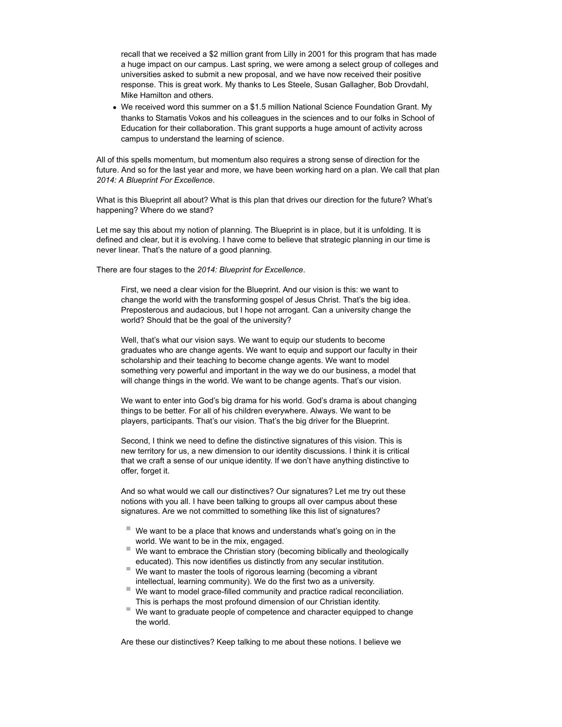recall that we received a $2 million grant from Lilly in 2001 for this program that has made a huge impact on our campus. Last spring, we were among a select group of colleges and universities asked to submit a new proposal, and we have now received their positive response. This is great work. My thanks to Les Steele, Susan Gallagher, Bob Drovdahl, Mike Hamilton and others.

- We received word this summer on a $1.5 million National Science Foundation Grant. My thanks to Stamatis Vokos and his colleagues in the sciences and to our folks in School of Education for their collaboration. This grant supports a huge amount of activity across campus to understand the learning of science.

All of this spells momentum, but momentum also requires a strong sense of direction for the future. And so for the last year and more, we have been working hard on a plan. We call that plan *2014: A Blueprint For Excellence*.

What is this Blueprint all about? What is this plan that drives our direction for the future? What's happening? Where do we stand?

Let me say this about my notion of planning. The Blueprint is in place, but it is unfolding. It is defined and clear, but it is evolving. I have come to believe that strategic planning in our time is never linear. That's the nature of a good planning.

There are four stages to the *2014: Blueprint for Excellence*.

> First, we need a clear vision for the Blueprint. And our vision is this: we want to change the world with the transforming gospel of Jesus Christ. That's the big idea. Preposterous and audacious, but I hope not arrogant. Can a university change the world? Should that be the goal of the university?
>
> Well, that's what our vision says. We want to equip our students to become graduates who are change agents. We want to equip and support our faculty in their scholarship and their teaching to become change agents. We want to model something very powerful and important in the way we do our business, a model that will change things in the world. We want to be change agents. That's our vision.
>
> We want to enter into God's big drama for his world. God's drama is about changing things to be better. For all of his children everywhere. Always. We want to be players, participants. That's our vision. That's the big driver for the Blueprint.
>
> Second, I think we need to define the distinctive signatures of this vision. This is new territory for us, a new dimension to our identity discussions. I think it is critical that we craft a sense of our unique identity. If we don't have anything distinctive to offer, forget it.
>
> And so what would we call our distinctives? Our signatures? Let me try out these notions with you all. I have been talking to groups all over campus about these signatures. Are we not committed to something like this list of signatures?
>
> - We want to be a place that knows and understands what's going on in the world. We want to be in the mix, engaged.
> - We want to embrace the Christian story (becoming biblically and theologically educated). This now identifies us distinctly from any secular institution.
> - We want to master the tools of rigorous learning (becoming a vibrant intellectual, learning community). We do the first two as a university.
> - We want to model grace-filled community and practice radical reconciliation. This is perhaps the most profound dimension of our Christian identity.
> - We want to graduate people of competence and character equipped to change the world.
>
> Are these our distinctives? Keep talking to me about these notions. I believe we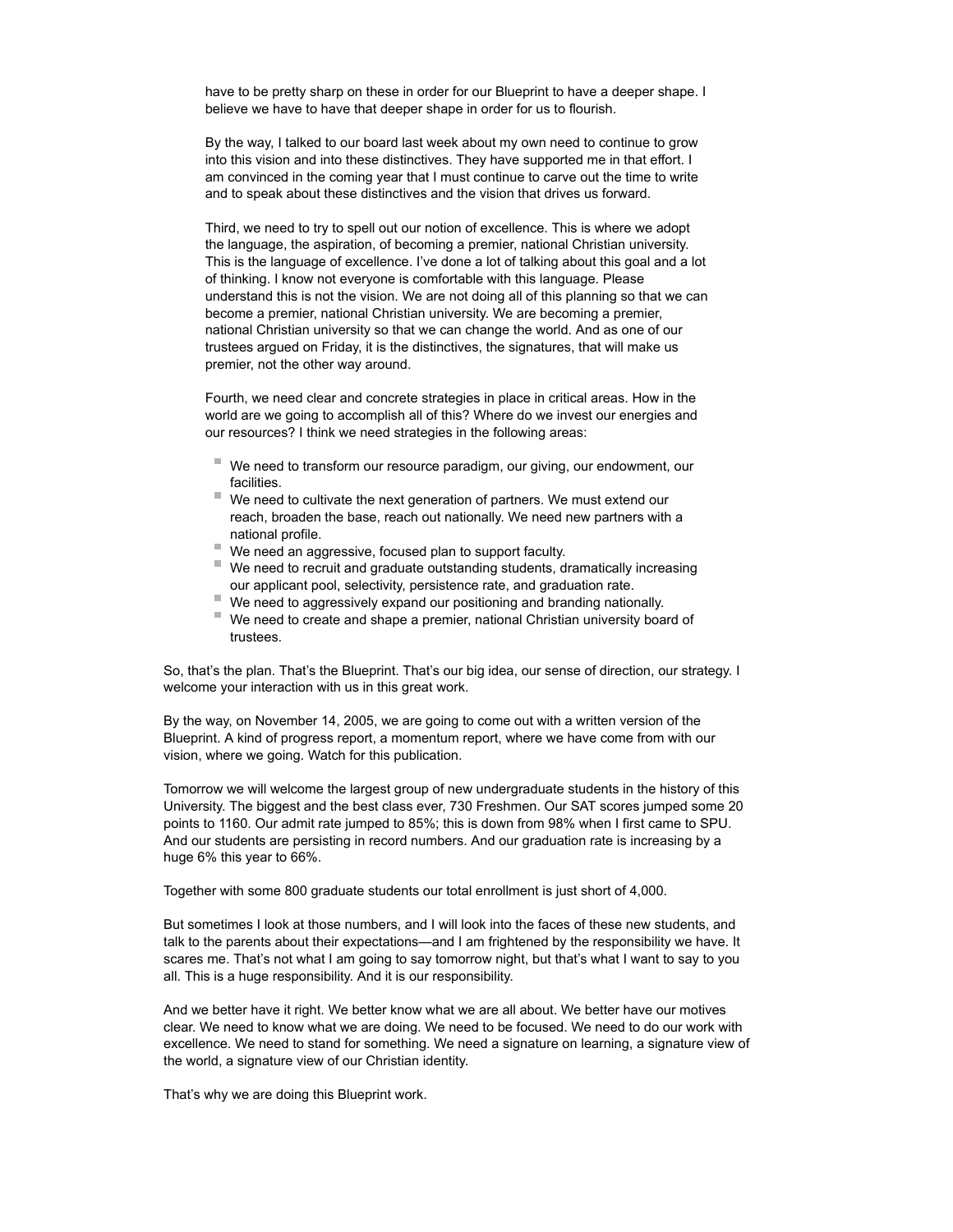have to be pretty sharp on these in order for our Blueprint to have a deeper shape. I believe we have to have that deeper shape in order for us to flourish.

By the way, I talked to our board last week about my own need to continue to grow into this vision and into these distinctives. They have supported me in that effort. I am convinced in the coming year that I must continue to carve out the time to write and to speak about these distinctives and the vision that drives us forward.

Third, we need to try to spell out our notion of excellence. This is where we adopt the language, the aspiration, of becoming a premier, national Christian university. This is the language of excellence. I've done a lot of talking about this goal and a lot of thinking. I know not everyone is comfortable with this language. Please understand this is not the vision. We are not doing all of this planning so that we can become a premier, national Christian university. We are becoming a premier, national Christian university so that we can change the world. And as one of our trustees argued on Friday, it is the distinctives, the signatures, that will make us premier, not the other way around.

Fourth, we need clear and concrete strategies in place in critical areas. How in the world are we going to accomplish all of this? Where do we invest our energies and our resources? I think we need strategies in the following areas:

- We need to transform our resource paradigm, our giving, our endowment, our facilities.
- We need to cultivate the next generation of partners. We must extend our reach, broaden the base, reach out nationally. We need new partners with a national profile.
- We need an aggressive, focused plan to support faculty.
- We need to recruit and graduate outstanding students, dramatically increasing our applicant pool, selectivity, persistence rate, and graduation rate.
- We need to aggressively expand our positioning and branding nationally.
- We need to create and shape a premier, national Christian university board of trustees.

So, that's the plan. That's the Blueprint. That's our big idea, our sense of direction, our strategy. I welcome your interaction with us in this great work.

By the way, on November 14, 2005, we are going to come out with a written version of the Blueprint. A kind of progress report, a momentum report, where we have come from with our vision, where we going. Watch for this publication.

Tomorrow we will welcome the largest group of new undergraduate students in the history of this University. The biggest and the best class ever, 730 Freshmen. Our SAT scores jumped some 20 points to 1160. Our admit rate jumped to 85%; this is down from 98% when I first came to SPU. And our students are persisting in record numbers. And our graduation rate is increasing by a huge 6% this year to 66%.

Together with some 800 graduate students our total enrollment is just short of 4,000.

But sometimes I look at those numbers, and I will look into the faces of these new students, and talk to the parents about their expectations—and I am frightened by the responsibility we have. It scares me. That's not what I am going to say tomorrow night, but that's what I want to say to you all. This is a huge responsibility. And it is our responsibility.

And we better have it right. We better know what we are all about. We better have our motives clear. We need to know what we are doing. We need to be focused. We need to do our work with excellence. We need to stand for something. We need a signature on learning, a signature view of the world, a signature view of our Christian identity.

That's why we are doing this Blueprint work.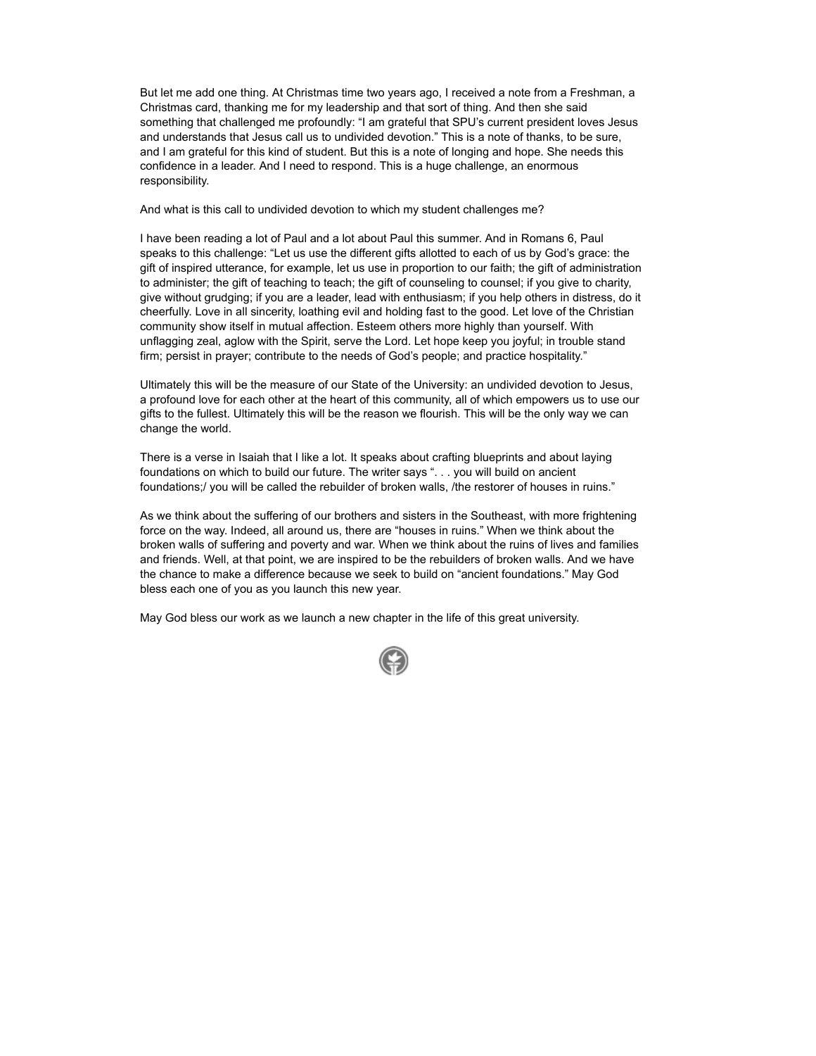But let me add one thing. At Christmas time two years ago, I received a note from a Freshman, a Christmas card, thanking me for my leadership and that sort of thing. And then she said something that challenged me profoundly: "I am grateful that SPU's current president loves Jesus and understands that Jesus call us to undivided devotion." This is a note of thanks, to be sure, and I am grateful for this kind of student. But this is a note of longing and hope. She needs this confidence in a leader. And I need to respond. This is a huge challenge, an enormous responsibility.

And what is this call to undivided devotion to which my student challenges me?

I have been reading a lot of Paul and a lot about Paul this summer. And in Romans 6, Paul speaks to this challenge: "Let us use the different gifts allotted to each of us by God's grace: the gift of inspired utterance, for example, let us use in proportion to our faith; the gift of administration to administer; the gift of teaching to teach; the gift of counseling to counsel; if you give to charity, give without grudging; if you are a leader, lead with enthusiasm; if you help others in distress, do it cheerfully. Love in all sincerity, loathing evil and holding fast to the good. Let love of the Christian community show itself in mutual affection. Esteem others more highly than yourself. With unflagging zeal, aglow with the Spirit, serve the Lord. Let hope keep you joyful; in trouble stand firm; persist in prayer; contribute to the needs of God's people; and practice hospitality."

Ultimately this will be the measure of our State of the University: an undivided devotion to Jesus, a profound love for each other at the heart of this community, all of which empowers us to use our gifts to the fullest. Ultimately this will be the reason we flourish. This will be the only way we can change the world.

There is a verse in Isaiah that I like a lot. It speaks about crafting blueprints and about laying foundations on which to build our future. The writer says ". . . you will build on ancient foundations;/ you will be called the rebuilder of broken walls, /the restorer of houses in ruins."

As we think about the suffering of our brothers and sisters in the Southeast, with more frightening force on the way. Indeed, all around us, there are "houses in ruins." When we think about the broken walls of suffering and poverty and war. When we think about the ruins of lives and families and friends. Well, at that point, we are inspired to be the rebuilders of broken walls. And we have the chance to make a difference because we seek to build on "ancient foundations." May God bless each one of you as you launch this new year.

May God bless our work as we launch a new chapter in the life of this great university.